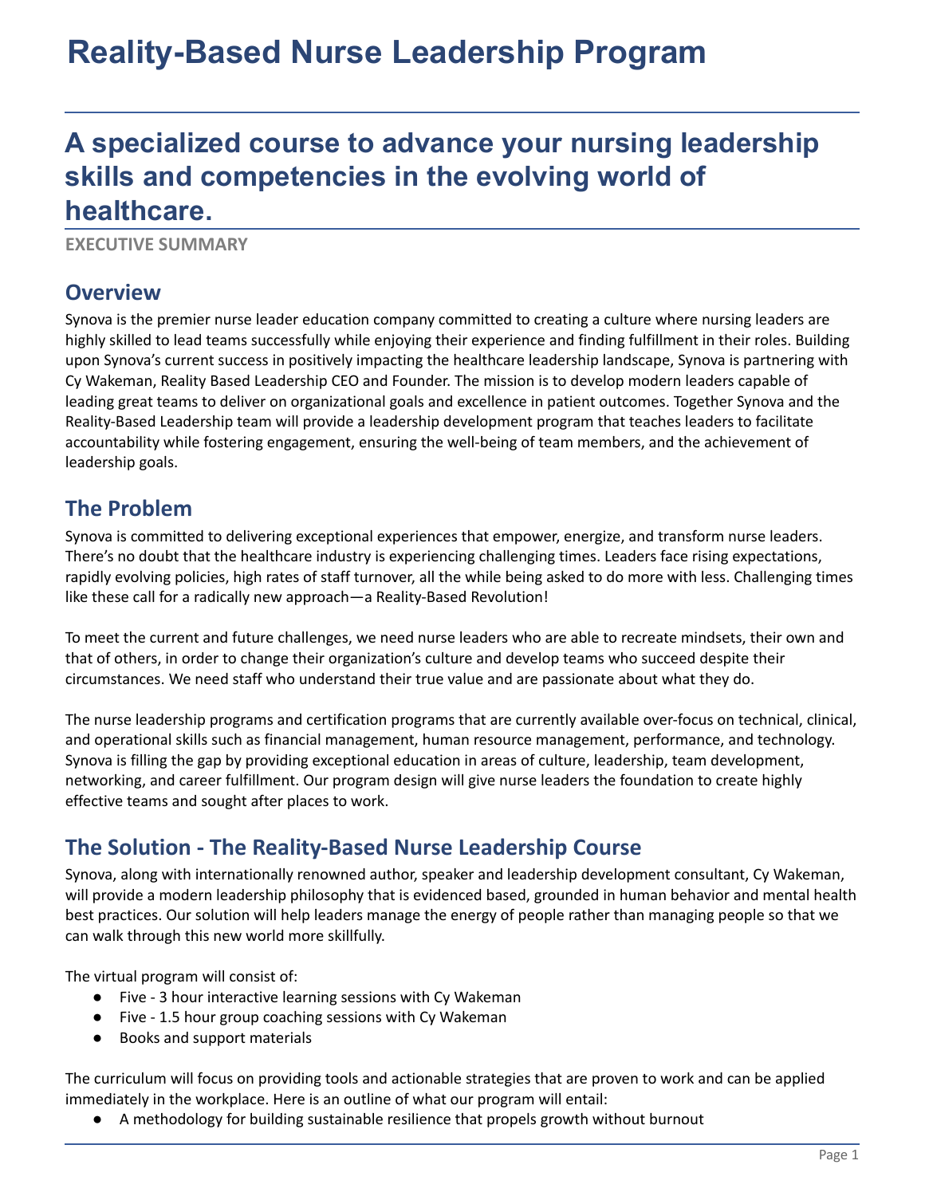# Reality-Based Nurse Leadership Program

## A specialized course to advance your nursing leadership skills and competencies in the evolving world of healthcare.

**EXECUTIVE SUMMARY**

## Overview

Synova is the premier nurse leader education company committed to creating a culture where nursing leaders are highly skilled to lead teams successfully while enjoying their experience and finding fulfillment in their roles. Building upon Synova's current success in positively impacting the healthcare leadership landscape, Synova is partnering with Cy Wakeman, Reality Based Leadership CEO and Founder. The mission is to develop modern leaders capable of leading great teams to deliver on organizational goals and excellence in patient outcomes. Together Synova and the Reality-Based Leadership team will provide a leadership development program that teaches leaders to facilitate accountability while fostering engagement, ensuring the well-being of team members, and the achievement of leadership goals.

## The Problem

Synova is committed to delivering exceptional experiences that empower, energize, and transform nurse leaders. There's no doubt that the healthcare industry is experiencing challenging times. Leaders face rising expectations, rapidly evolving policies, high rates of staff turnover, all the while being asked to do more with less. Challenging times like these call for a radically new approach—a Reality-Based Revolution!

To meet the current and future challenges, we need nurse leaders who are able to recreate mindsets, their own and that of others, in order to change their organization's culture and develop teams who succeed despite their circumstances. We need staff who understand their true value and are passionate about what they do.

The nurse leadership programs and certification programs that are currently available over-focus on technical, clinical, and operational skills such as financial management, human resource management, performance, and technology. Synova is filling the gap by providing exceptional education in areas of culture, leadership, team development, networking, and career fulfillment. Our program design will give nurse leaders the foundation to create highly effective teams and sought after places to work.

## The Solution - The Reality-Based Nurse Leadership Course

Synova, along with internationally renowned author, speaker and leadership development consultant, Cy Wakeman, will provide a modern leadership philosophy that is evidenced based, grounded in human behavior and mental health best practices. Our solution will help leaders manage the energy of people rather than managing people so that we can walk through this new world more skillfully.

The virtual program will consist of:

- Five - 3 hour interactive learning sessions with Cy Wakeman
- Five - 1.5 hour group coaching sessions with Cy Wakeman
- Books and support materials

The curriculum will focus on providing tools and actionable strategies that are proven to work and can be applied immediately in the workplace. Here is an outline of what our program will entail:

- A methodology for building sustainable resilience that propels growth without burnout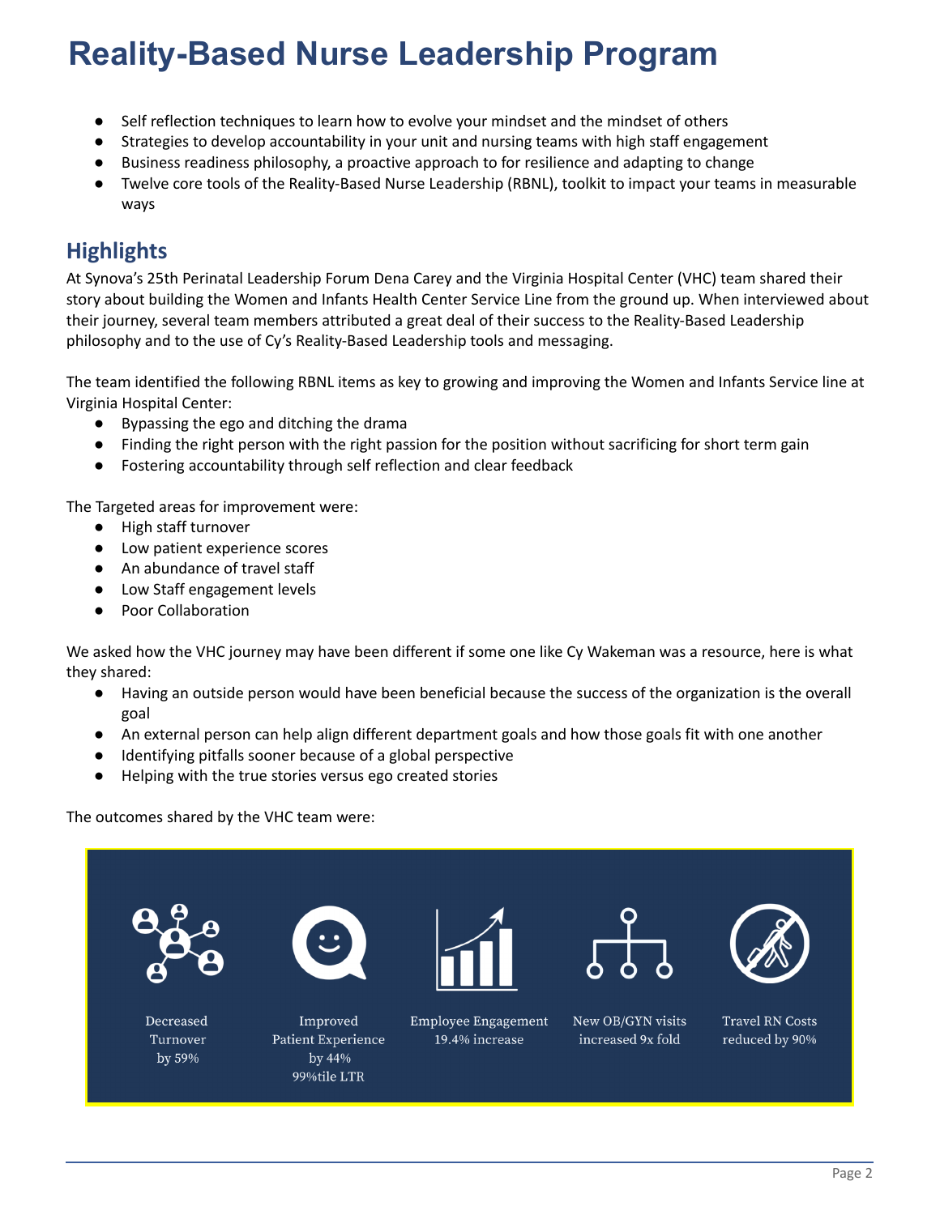# Reality-Based Nurse Leadership Program

- Self reflection techniques to learn how to evolve your mindset and the mindset of others
- Strategies to develop accountability in your unit and nursing teams with high staff engagement
- Business readiness philosophy, a proactive approach to for resilience and adapting to change
- Twelve core tools of the Reality-Based Nurse Leadership (RBNL), toolkit to impact your teams in measurable ways

## Highlights

At Synova's 25th Perinatal Leadership Forum Dena Carey and the Virginia Hospital Center (VHC) team shared their story about building the Women and Infants Health Center Service Line from the ground up. When interviewed about their journey, several team members attributed a great deal of their success to the Reality-Based Leadership philosophy and to the use of Cy's Reality-Based Leadership tools and messaging.

The team identified the following RBNL items as key to growing and improving the Women and Infants Service line at Virginia Hospital Center:

- Bypassing the ego and ditching the drama
- Finding the right person with the right passion for the position without sacrificing for short term gain
- Fostering accountability through self reflection and clear feedback

The Targeted areas for improvement were:

- High staff turnover
- Low patient experience scores
- An abundance of travel staff
- Low Staff engagement levels
- Poor Collaboration

We asked how the VHC journey may have been different if some one like Cy Wakeman was a resource, here is what they shared:

- Having an outside person would have been beneficial because the success of the organization is the overall goal
- An external person can help align different department goals and how those goals fit with one another
- Identifying pitfalls sooner because of a global perspective
- Helping with the true stories versus ego created stories

The outcomes shared by the VHC team were:

- Decreased Turnover by 59%
- Improved Patient Experience by 44% 99%tile LTR
- Employee Engagement 19.4% increase
- New OB/GYN visits increased 9x fold
- Travel RN Costs reduced by 90%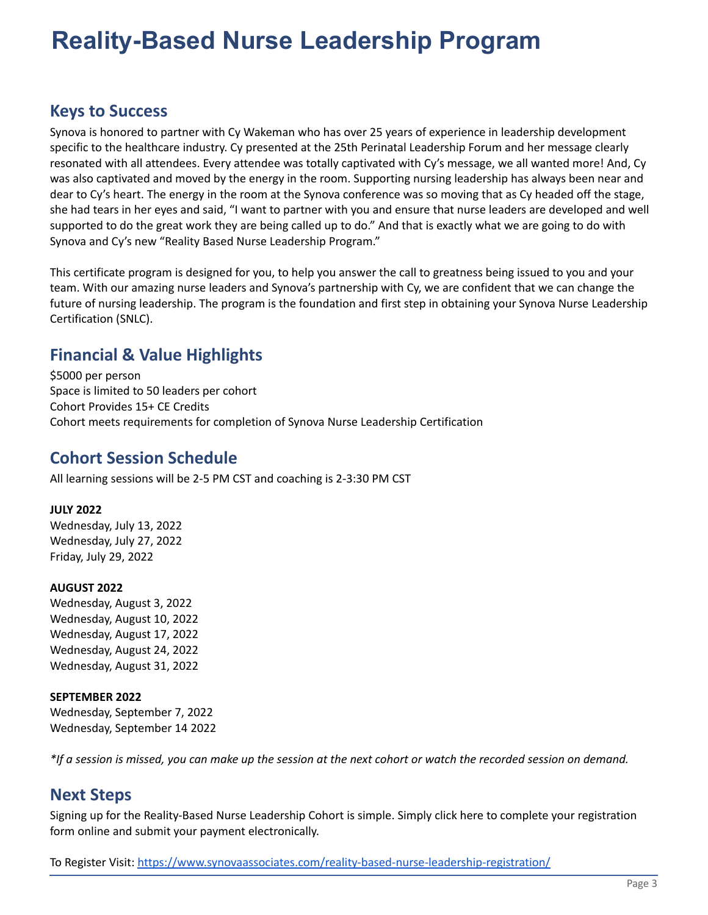# Reality-Based Nurse Leadership Program

## Keys to Success

Synova is honored to partner with Cy Wakeman who has over 25 years of experience in leadership development specific to the healthcare industry. Cy presented at the 25th Perinatal Leadership Forum and her message clearly resonated with all attendees. Every attendee was totally captivated with Cy's message, we all wanted more! And, Cy was also captivated and moved by the energy in the room. Supporting nursing leadership has always been near and dear to Cy's heart. The energy in the room at the Synova conference was so moving that as Cy headed off the stage, she had tears in her eyes and said, "I want to partner with you and ensure that nurse leaders are developed and well supported to do the great work they are being called up to do." And that is exactly what we are going to do with Synova and Cy's new "Reality Based Nurse Leadership Program."

This certificate program is designed for you, to help you answer the call to greatness being issued to you and your team. With our amazing nurse leaders and Synova's partnership with Cy, we are confident that we can change the future of nursing leadership. The program is the foundation and first step in obtaining your Synova Nurse Leadership Certification (SNLC).

## Financial & Value Highlights

$5000 per person
Space is limited to 50 leaders per cohort
Cohort Provides 15+ CE Credits
Cohort meets requirements for completion of Synova Nurse Leadership Certification

## Cohort Session Schedule

All learning sessions will be 2-5 PM CST and coaching is 2-3:30 PM CST

**JULY 2022**
Wednesday, July 13, 2022
Wednesday, July 27, 2022
Friday, July 29, 2022

**AUGUST 2022**
Wednesday, August 3, 2022
Wednesday, August 10, 2022
Wednesday, August 17, 2022
Wednesday, August 24, 2022
Wednesday, August 31, 2022

**SEPTEMBER 2022**
Wednesday, September 7, 2022
Wednesday, September 14 2022

*\*If a session is missed, you can make up the session at the next cohort or watch the recorded session on demand.*

## Next Steps

Signing up for the Reality-Based Nurse Leadership Cohort is simple. Simply click here to complete your registration form online and submit your payment electronically.

To Register Visit: [https://www.synovaassociates.com/reality-based-nurse-leadership-registration/](https://www.synovaassociates.com/reality-based-nurse-leadership-registration/)